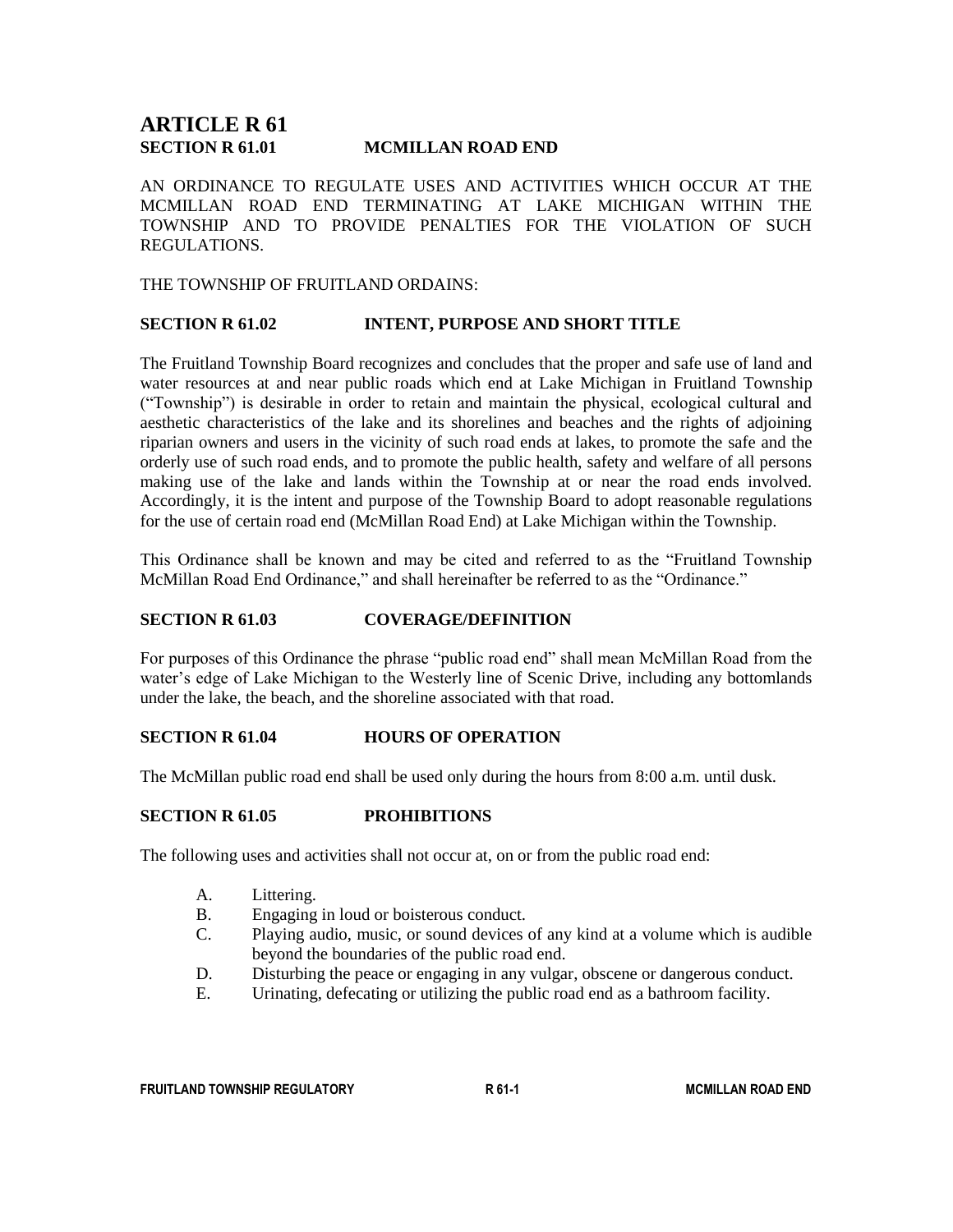# ARTICLE R 61

## SECTION R 61.01 MCMILLAN ROAD END

AN ORDINANCE TO REGULATE USES AND ACTIVITIES WHICH OCCUR AT THE MCMILLAN ROAD END TERMINATING AT LAKE MICHIGAN WITHIN THE TOWNSHIP AND TO PROVIDE PENALTIES FOR THE VIOLATION OF SUCH REGULATIONS.

THE TOWNSHIP OF FRUITLAND ORDAINS:

## SECTION R 61.02 INTENT, PURPOSE AND SHORT TITLE

The Fruitland Township Board recognizes and concludes that the proper and safe use of land and water resources at and near public roads which end at Lake Michigan in Fruitland Township ("Township") is desirable in order to retain and maintain the physical, ecological cultural and aesthetic characteristics of the lake and its shorelines and beaches and the rights of adjoining riparian owners and users in the vicinity of such road ends at lakes, to promote the safe and the orderly use of such road ends, and to promote the public health, safety and welfare of all persons making use of the lake and lands within the Township at or near the road ends involved. Accordingly, it is the intent and purpose of the Township Board to adopt reasonable regulations for the use of certain road end (McMillan Road End) at Lake Michigan within the Township.

This Ordinance shall be known and may be cited and referred to as the "Fruitland Township McMillan Road End Ordinance," and shall hereinafter be referred to as the "Ordinance."

## SECTION R 61.03 COVERAGE/DEFINITION

For purposes of this Ordinance the phrase "public road end" shall mean McMillan Road from the water's edge of Lake Michigan to the Westerly line of Scenic Drive, including any bottomlands under the lake, the beach, and the shoreline associated with that road.

## SECTION R 61.04 HOURS OF OPERATION

The McMillan public road end shall be used only during the hours from 8:00 a.m. until dusk.

## SECTION R 61.05 PROHIBITIONS

The following uses and activities shall not occur at, on or from the public road end:

A. Littering.
B. Engaging in loud or boisterous conduct.
C. Playing audio, music, or sound devices of any kind at a volume which is audible beyond the boundaries of the public road end.
D. Disturbing the peace or engaging in any vulgar, obscene or dangerous conduct.
E. Urinating, defecating or utilizing the public road end as a bathroom facility.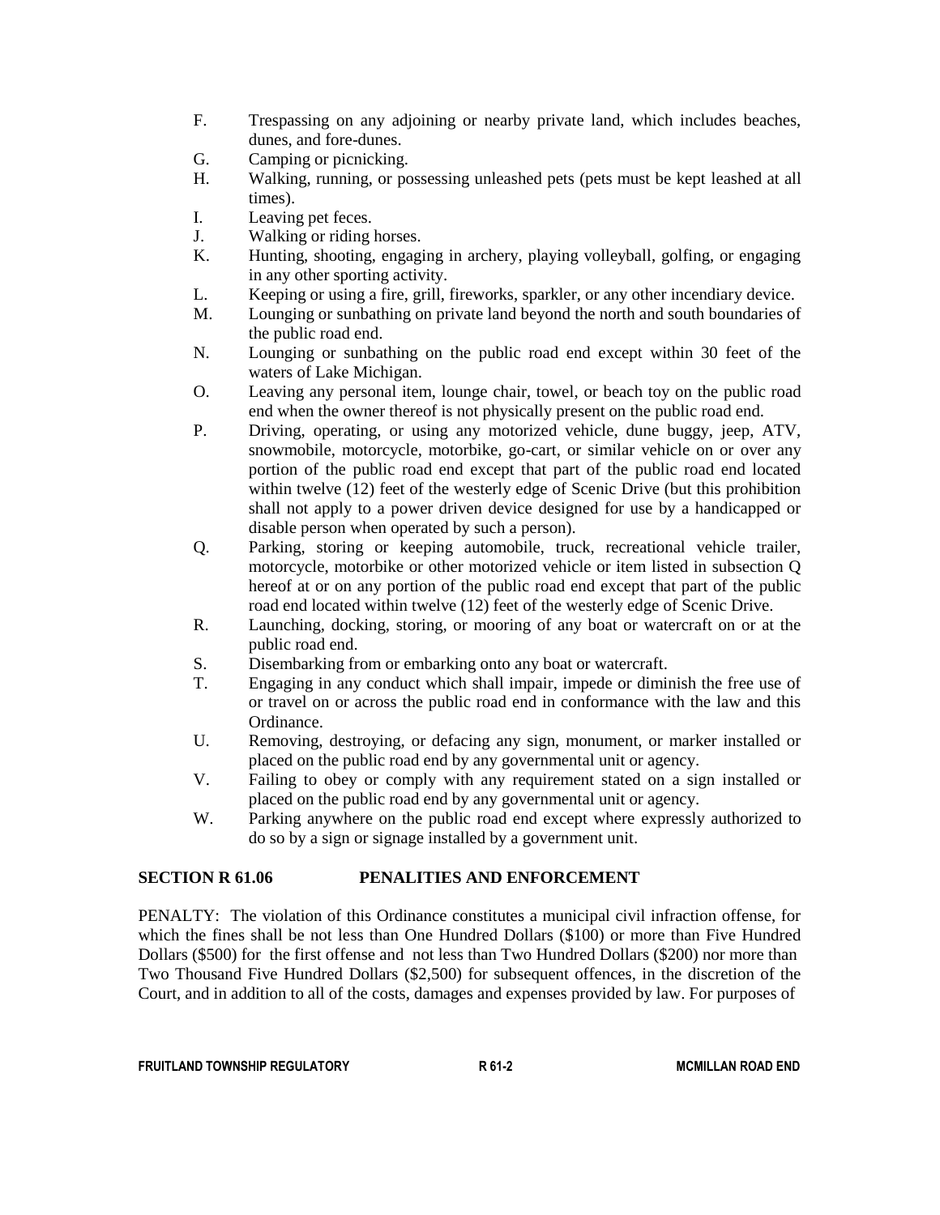F. Trespassing on any adjoining or nearby private land, which includes beaches, dunes, and fore-dunes.

G. Camping or picnicking.

H. Walking, running, or possessing unleashed pets (pets must be kept leashed at all times).

I. Leaving pet feces.

J. Walking or riding horses.

K. Hunting, shooting, engaging in archery, playing volleyball, golfing, or engaging in any other sporting activity.

L. Keeping or using a fire, grill, fireworks, sparkler, or any other incendiary device.

M. Lounging or sunbathing on private land beyond the north and south boundaries of the public road end.

N. Lounging or sunbathing on the public road end except within 30 feet of the waters of Lake Michigan.

O. Leaving any personal item, lounge chair, towel, or beach toy on the public road end when the owner thereof is not physically present on the public road end.

P. Driving, operating, or using any motorized vehicle, dune buggy, jeep, ATV, snowmobile, motorcycle, motorbike, go-cart, or similar vehicle on or over any portion of the public road end except that part of the public road end located within twelve (12) feet of the westerly edge of Scenic Drive (but this prohibition shall not apply to a power driven device designed for use by a handicapped or disable person when operated by such a person).

Q. Parking, storing or keeping automobile, truck, recreational vehicle trailer, motorcycle, motorbike or other motorized vehicle or item listed in subsection Q hereof at or on any portion of the public road end except that part of the public road end located within twelve (12) feet of the westerly edge of Scenic Drive.

R. Launching, docking, storing, or mooring of any boat or watercraft on or at the public road end.

S. Disembarking from or embarking onto any boat or watercraft.

T. Engaging in any conduct which shall impair, impede or diminish the free use of or travel on or across the public road end in conformance with the law and this Ordinance.

U. Removing, destroying, or defacing any sign, monument, or marker installed or placed on the public road end by any governmental unit or agency.

V. Failing to obey or comply with any requirement stated on a sign installed or placed on the public road end by any governmental unit or agency.

W. Parking anywhere on the public road end except where expressly authorized to do so by a sign or signage installed by a government unit.

## SECTION R 61.06 PENALITIES AND ENFORCEMENT

PENALTY: The violation of this Ordinance constitutes a municipal civil infraction offense, for which the fines shall be not less than One Hundred Dollars ($100) or more than Five Hundred Dollars ($500) for the first offense and not less than Two Hundred Dollars ($200) nor more than Two Thousand Five Hundred Dollars ($2,500) for subsequent offences, in the discretion of the Court, and in addition to all of the costs, damages and expenses provided by law. For purposes of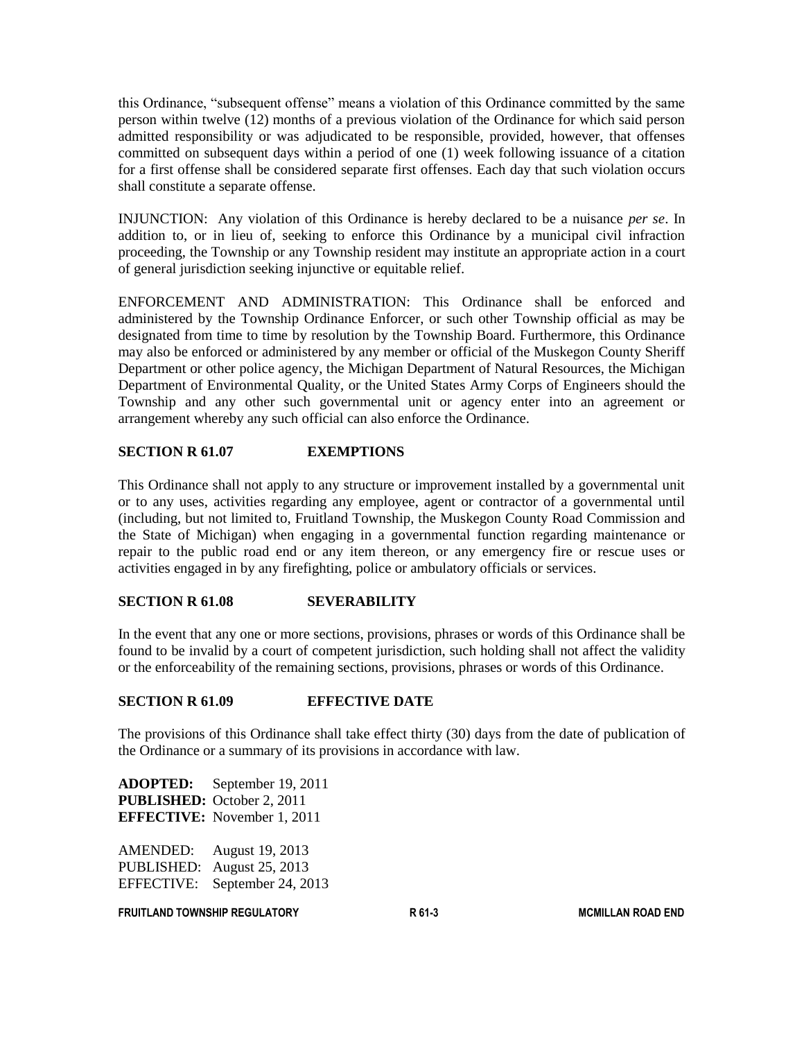this Ordinance, "subsequent offense" means a violation of this Ordinance committed by the same person within twelve (12) months of a previous violation of the Ordinance for which said person admitted responsibility or was adjudicated to be responsible, provided, however, that offenses committed on subsequent days within a period of one (1) week following issuance of a citation for a first offense shall be considered separate first offenses. Each day that such violation occurs shall constitute a separate offense.

INJUNCTION: Any violation of this Ordinance is hereby declared to be a nuisance *per se*. In addition to, or in lieu of, seeking to enforce this Ordinance by a municipal civil infraction proceeding, the Township or any Township resident may institute an appropriate action in a court of general jurisdiction seeking injunctive or equitable relief.

ENFORCEMENT AND ADMINISTRATION: This Ordinance shall be enforced and administered by the Township Ordinance Enforcer, or such other Township official as may be designated from time to time by resolution by the Township Board. Furthermore, this Ordinance may also be enforced or administered by any member or official of the Muskegon County Sheriff Department or other police agency, the Michigan Department of Natural Resources, the Michigan Department of Environmental Quality, or the United States Army Corps of Engineers should the Township and any other such governmental unit or agency enter into an agreement or arrangement whereby any such official can also enforce the Ordinance.

## SECTION R 61.07 EXEMPTIONS

This Ordinance shall not apply to any structure or improvement installed by a governmental unit or to any uses, activities regarding any employee, agent or contractor of a governmental until (including, but not limited to, Fruitland Township, the Muskegon County Road Commission and the State of Michigan) when engaging in a governmental function regarding maintenance or repair to the public road end or any item thereon, or any emergency fire or rescue uses or activities engaged in by any firefighting, police or ambulatory officials or services.

## SECTION R 61.08 SEVERABILITY

In the event that any one or more sections, provisions, phrases or words of this Ordinance shall be found to be invalid by a court of competent jurisdiction, such holding shall not affect the validity or the enforceability of the remaining sections, provisions, phrases or words of this Ordinance.

## SECTION R 61.09 EFFECTIVE DATE

The provisions of this Ordinance shall take effect thirty (30) days from the date of publication of the Ordinance or a summary of its provisions in accordance with law.

**ADOPTED:** September 19, 2011
**PUBLISHED:** October 2, 2011
**EFFECTIVE:** November 1, 2011

AMENDED: August 19, 2013
PUBLISHED: August 25, 2013
EFFECTIVE: September 24, 2013